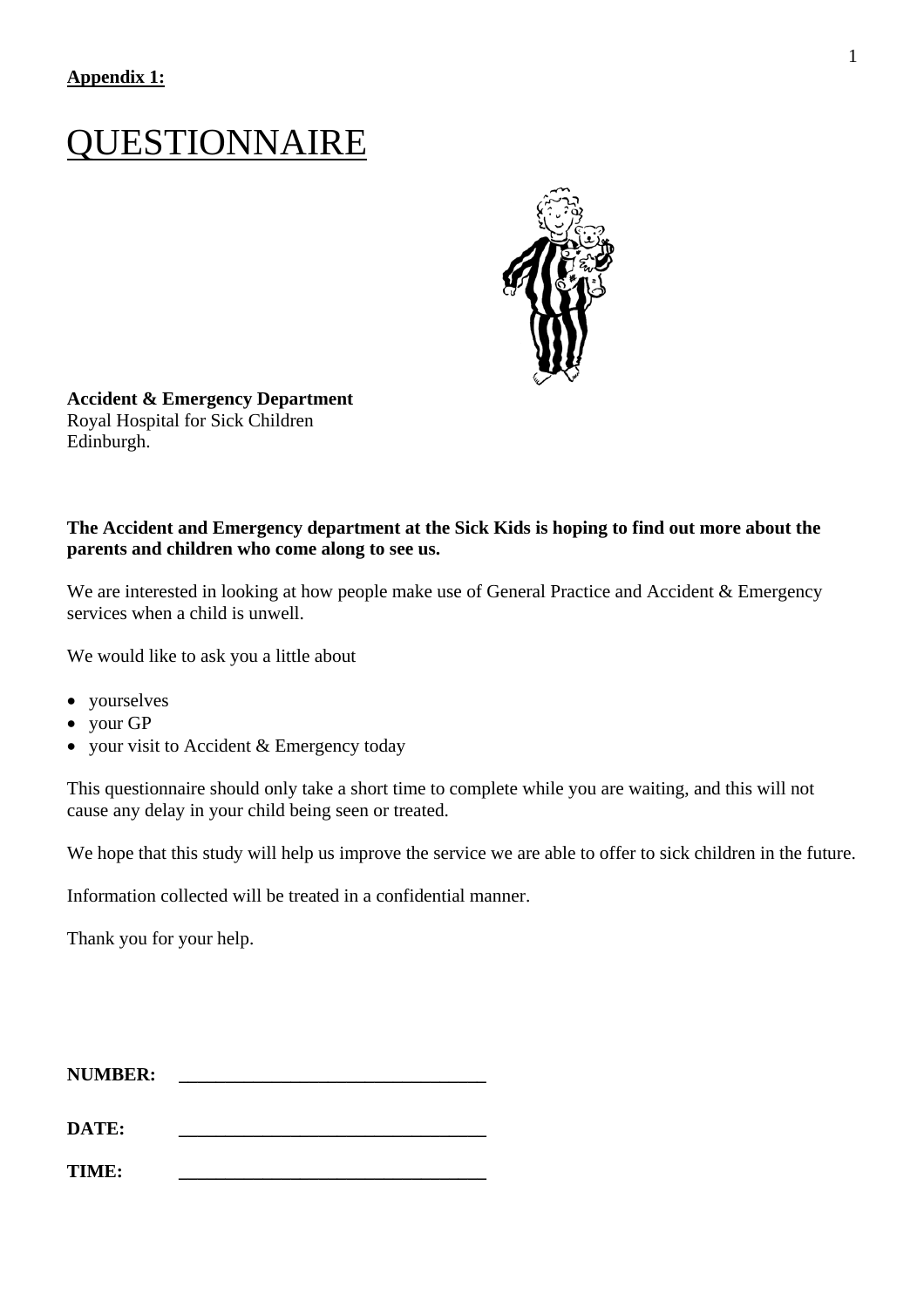**Appendix 1:**

# QUESTIONNAIRE

**Accident & Emergency Department**
Royal Hospital for Sick Children
Edinburgh.

**The Accident and Emergency department at the Sick Kids is hoping to find out more about the parents and children who come along to see us.**

We are interested in looking at how people make use of General Practice and Accident & Emergency services when a child is unwell.

We would like to ask you a little about

- yourselves
- your GP
- your visit to Accident & Emergency today

This questionnaire should only take a short time to complete while you are waiting, and this will not cause any delay in your child being seen or treated.

We hope that this study will help us improve the service we are able to offer to sick children in the future.

Information collected will be treated in a confidential manner.

Thank you for your help.

**NUMBER:** \_\_\_\_\_\_\_\_\_\_\_\_\_\_\_\_\_\_\_\_\_\_\_\_\_\_\_\_\_\_\_\_

**DATE:** \_\_\_\_\_\_\_\_\_\_\_\_\_\_\_\_\_\_\_\_\_\_\_\_\_\_\_\_\_\_\_\_

**TIME:** \_\_\_\_\_\_\_\_\_\_\_\_\_\_\_\_\_\_\_\_\_\_\_\_\_\_\_\_\_\_\_\_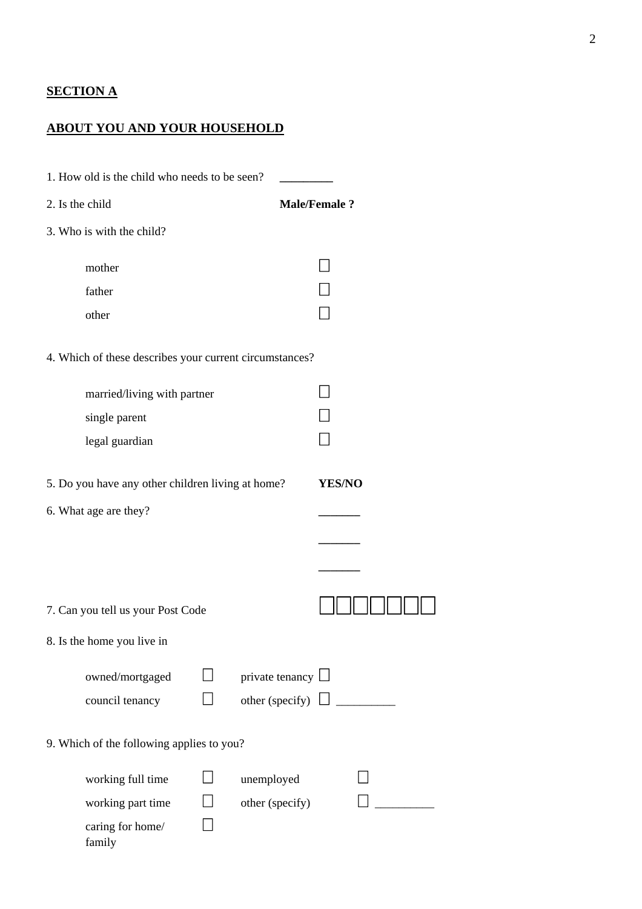## SECTION A

## ABOUT YOU AND YOUR HOUSEHOLD

1. How old is the child who needs to be seen? \_\_\_\_\_\_\_\_

2. Is the child **Male/Female ?**

3. Who is with the child?

   - mother ☐
   - father ☐
   - other ☐

4. Which of these describes your current circumstances?

   - married/living with partner ☐
   - single parent ☐
   - legal guardian ☐

5. Do you have any other children living at home? **YES/NO**

6. What age are they?

   \_\_\_\_\_\_\_

   \_\_\_\_\_\_\_

   \_\_\_\_\_\_\_

7. Can you tell us your Post Code ☐☐☐☐☐☐☐

8. Is the home you live in

| | | | |
|---|---|---|---|
| owned/mortgaged | ☐ | private tenancy | ☐ |
| council tenancy | ☐ | other (specify) | ☐ \_\_\_\_\_\_\_\_\_ |

9. Which of the following applies to you?

| | | | |
|---|---|---|---|
| working full time | ☐ | unemployed | ☐ |
| working part time | ☐ | other (specify) | ☐ \_\_\_\_\_\_\_\_\_ |
| caring for home/ family | ☐ | | |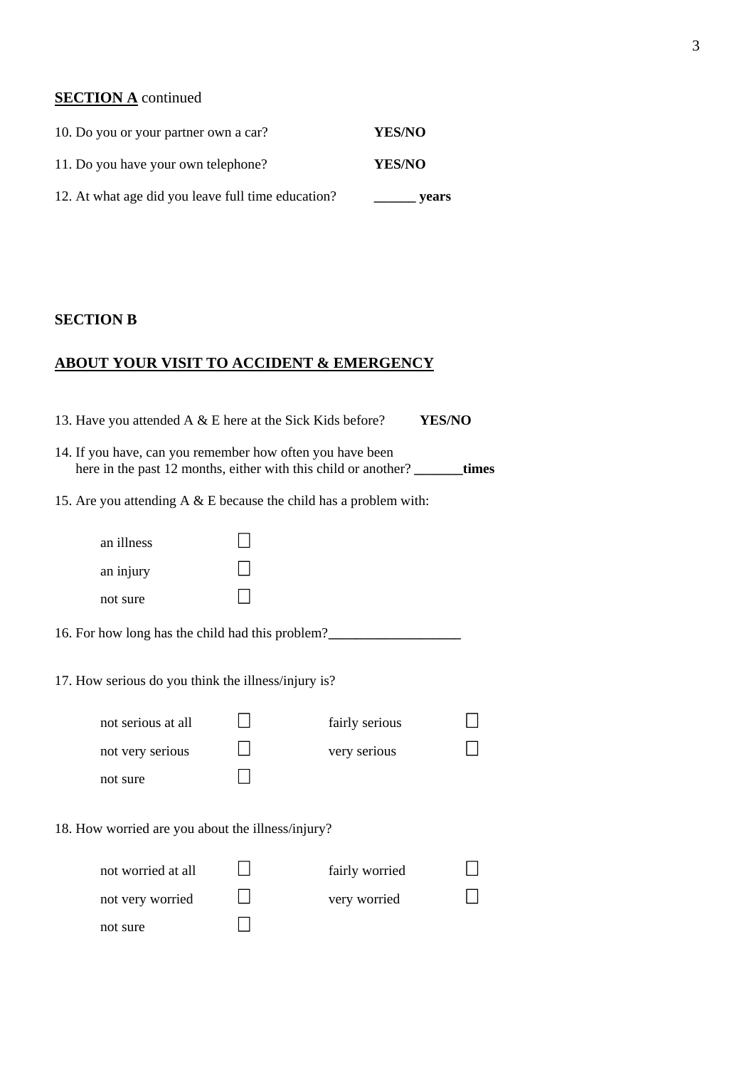**SECTION A** continued

10. Do you or your partner own a car? **YES/NO**

11. Do you have your own telephone? **YES/NO**

12. At what age did you leave full time education? **______ years**

**SECTION B**

**ABOUT YOUR VISIT TO ACCIDENT & EMERGENCY**

13. Have you attended A & E here at the Sick Kids before? **YES/NO**

14. If you have, can you remember how often you have been here in the past 12 months, either with this child or another? **_______times**

15. Are you attending A & E because the child has a problem with:

- an illness ☐
- an injury ☐
- not sure ☐

16. For how long has the child had this problem?___________________

17. How serious do you think the illness/injury is?

| | | | |
|---|---|---|---|
| not serious at all | ☐ | fairly serious | ☐ |
| not very serious | ☐ | very serious | ☐ |
| not sure | ☐ | | |

18. How worried are you about the illness/injury?

| | | | |
|---|---|---|---|
| not worried at all | ☐ | fairly worried | ☐ |
| not very worried | ☐ | very worried | ☐ |
| not sure | ☐ | | |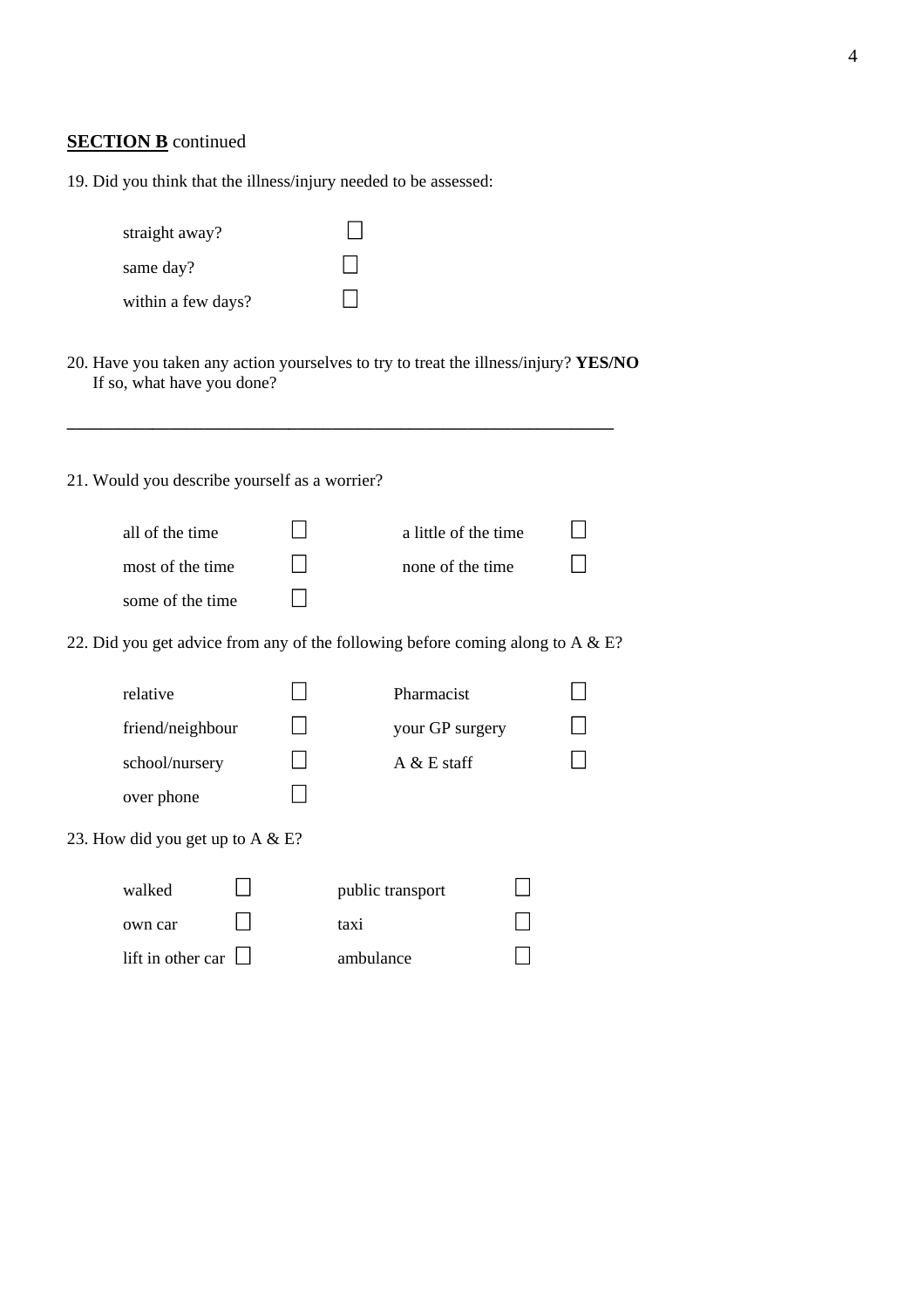**SECTION B** continued

19. Did you think that the illness/injury needed to be assessed:

- straight away? ☐
- same day? ☐
- within a few days? ☐

20. Have you taken any action yourselves to try to treat the illness/injury? **YES/NO**
    If so, what have you done?

______________________________________________________________

21. Would you describe yourself as a worrier?

| | | | |
|---|---|---|---|
| all of the time | ☐ | a little of the time | ☐ |
| most of the time | ☐ | none of the time | ☐ |
| some of the time | ☐ | | |

22. Did you get advice from any of the following before coming along to A & E?

| | | | |
|---|---|---|---|
| relative | ☐ | Pharmacist | ☐ |
| friend/neighbour | ☐ | your GP surgery | ☐ |
| school/nursery | ☐ | A & E staff | ☐ |
| over phone | ☐ | | |

23. How did you get up to A & E?

| | | | |
|---|---|---|---|
| walked | ☐ | public transport | ☐ |
| own car | ☐ | taxi | ☐ |
| lift in other car | ☐ | ambulance | ☐ |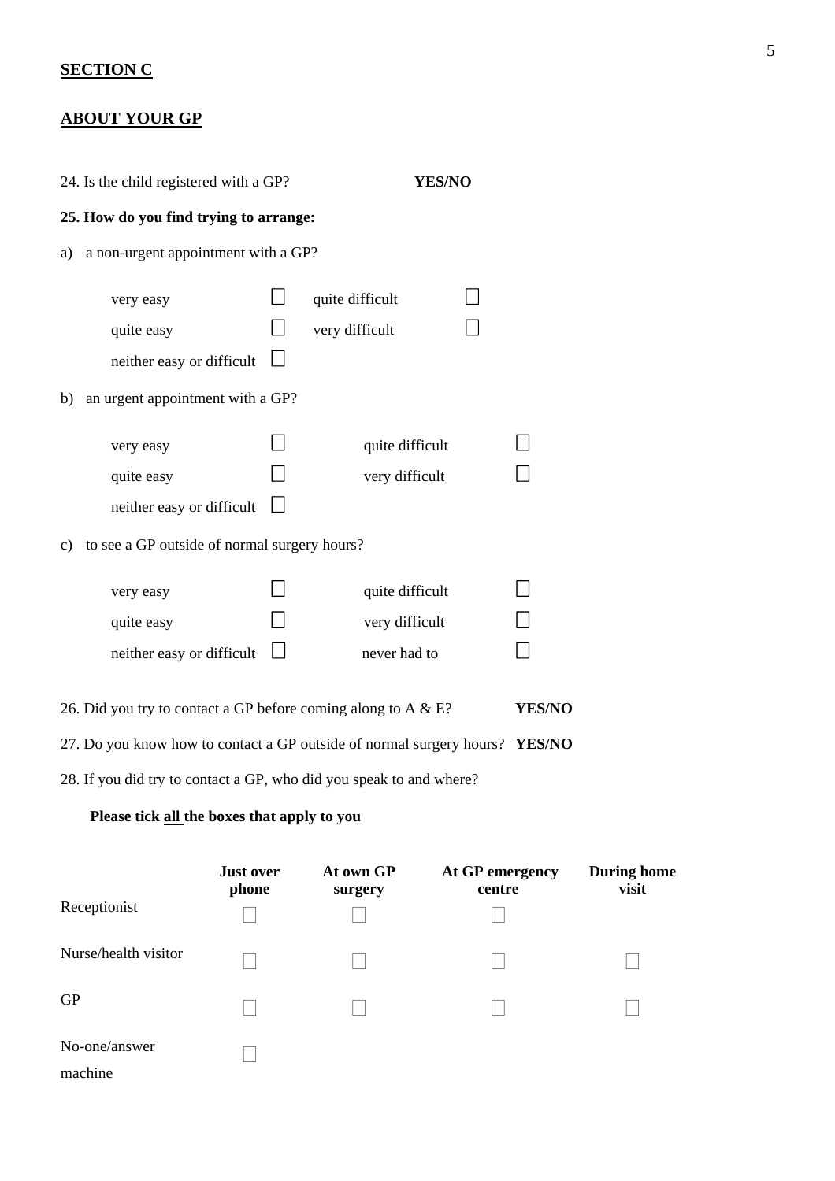## SECTION C

## ABOUT YOUR GP

24. Is the child registered with a GP? **YES/NO**

**25. How do you find trying to arrange:**

a) a non-urgent appointment with a GP?

| | | | |
|---|---|---|---|
| very easy | ☐ | quite difficult | ☐ |
| quite easy | ☐ | very difficult | ☐ |
| neither easy or difficult | ☐ | | |

b) an urgent appointment with a GP?

| | | | |
|---|---|---|---|
| very easy | ☐ | quite difficult | ☐ |
| quite easy | ☐ | very difficult | ☐ |
| neither easy or difficult | ☐ | | |

c) to see a GP outside of normal surgery hours?

| | | | |
|---|---|---|---|
| very easy | ☐ | quite difficult | ☐ |
| quite easy | ☐ | very difficult | ☐ |
| neither easy or difficult | ☐ | never had to | ☐ |

26. Did you try to contact a GP before coming along to A & E? **YES/NO**

27. Do you know how to contact a GP outside of normal surgery hours? **YES/NO**

28. If you did try to contact a GP, who did you speak to and where?

**Please tick all the boxes that apply to you**

| | **Just over phone** | **At own GP surgery** | **At GP emergency centre** | **During home visit** |
|---|---|---|---|---|
| Receptionist | ☐ | ☐ | ☐ | |
| Nurse/health visitor | ☐ | ☐ | ☐ | ☐ |
| GP | ☐ | ☐ | ☐ | ☐ |
| No-one/answer machine | ☐ | | | |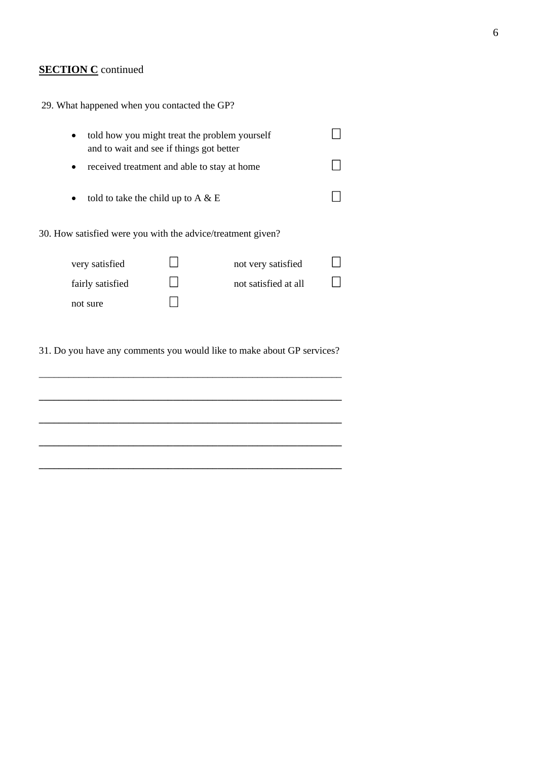**SECTION C** continued

29. What happened when you contacted the GP?

- told how you might treat the problem yourself and to wait and see if things got better ☐
- received treatment and able to stay at home ☐
- told to take the child up to A & E ☐

30. How satisfied were you with the advice/treatment given?

| | | | |
|---|---|---|---|
| very satisfied | ☐ | not very satisfied | ☐ |
| fairly satisfied | ☐ | not satisfied at all | ☐ |
| not sure | ☐ | | |

31. Do you have any comments you would like to make about GP services?

____________________________________________________________

____________________________________________________________

____________________________________________________________

____________________________________________________________

____________________________________________________________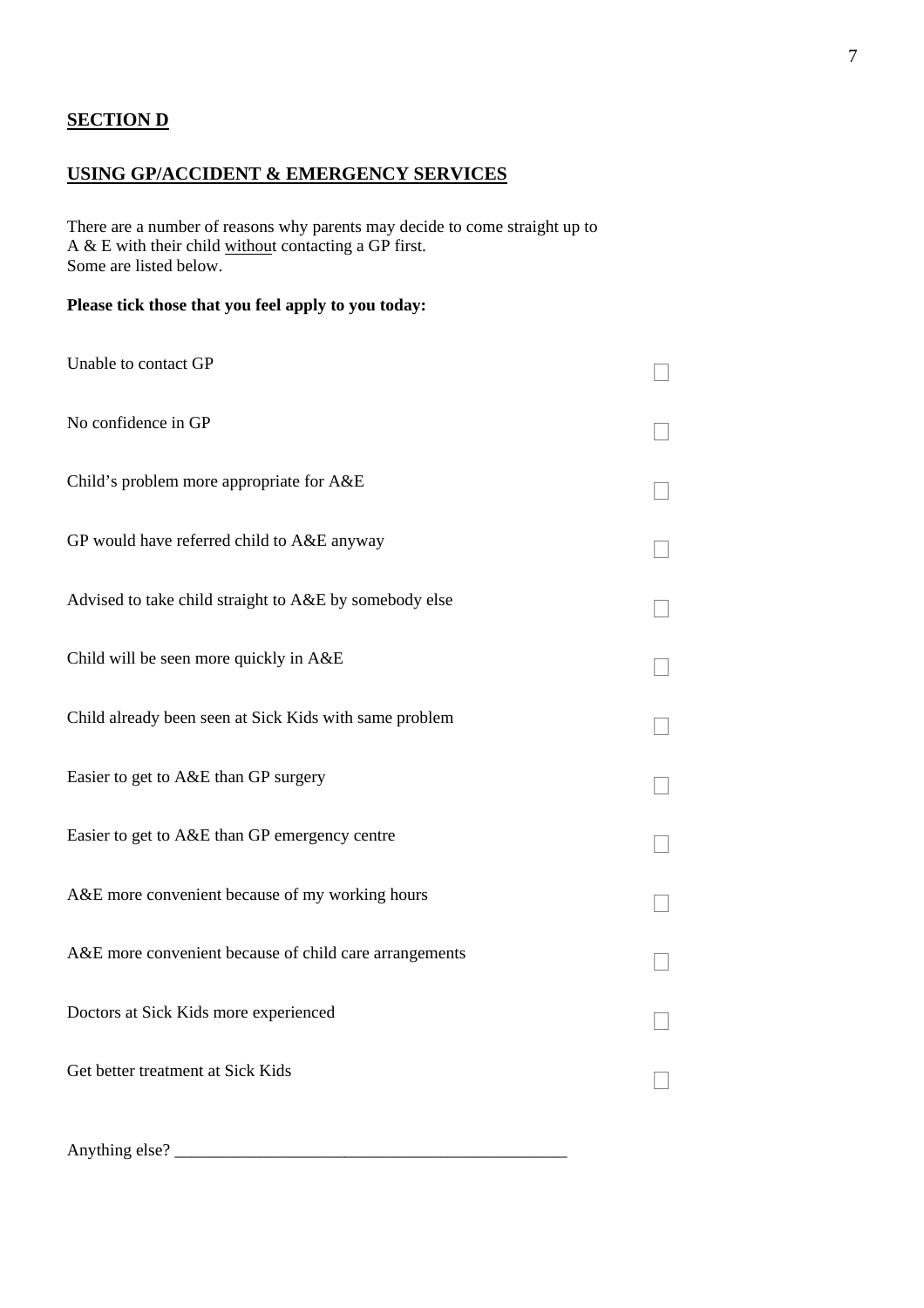## SECTION D

## USING GP/ACCIDENT & EMERGENCY SERVICES

There are a number of reasons why parents may decide to come straight up to A & E with their child without contacting a GP first. Some are listed below.

**Please tick those that you feel apply to you today:**

| | |
|---|---|
| Unable to contact GP | ☐ |
| No confidence in GP | ☐ |
| Child's problem more appropriate for A&E | ☐ |
| GP would have referred child to A&E anyway | ☐ |
| Advised to take child straight to A&E by somebody else | ☐ |
| Child will be seen more quickly in A&E | ☐ |
| Child already been seen at Sick Kids with same problem | ☐ |
| Easier to get to A&E than GP surgery | ☐ |
| Easier to get to A&E than GP emergency centre | ☐ |
| A&E more convenient because of my working hours | ☐ |
| A&E more convenient because of child care arrangements | ☐ |
| Doctors at Sick Kids more experienced | ☐ |
| Get better treatment at Sick Kids | ☐ |

Anything else? _______________________________________________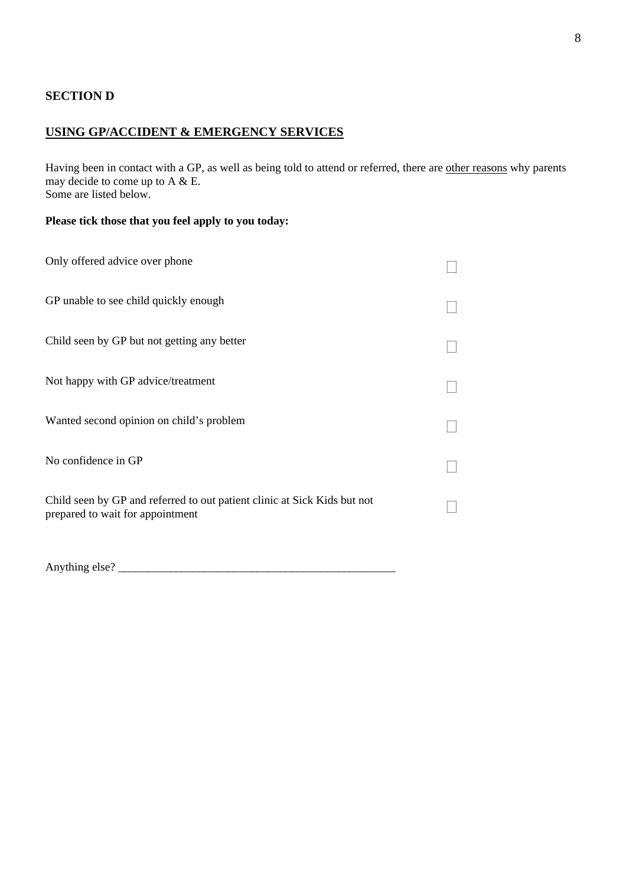**SECTION D**

## USING GP/ACCIDENT & EMERGENCY SERVICES

Having been in contact with a GP, as well as being told to attend or referred, there are other reasons why parents may decide to come up to A & E.
Some are listed below.

**Please tick those that you feel apply to you today:**

| | |
|---|---|
| Only offered advice over phone | ☐ |
| GP unable to see child quickly enough | ☐ |
| Child seen by GP but not getting any better | ☐ |
| Not happy with GP advice/treatment | ☐ |
| Wanted second opinion on child's problem | ☐ |
| No confidence in GP | ☐ |
| Child seen by GP and referred to out patient clinic at Sick Kids but not prepared to wait for appointment | ☐ |

Anything else? _______________________________________________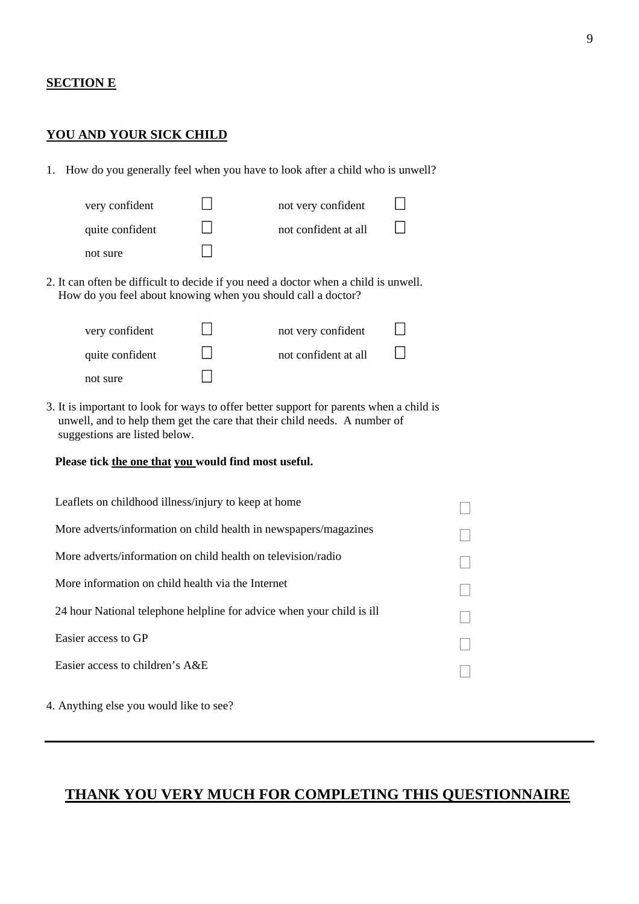**SECTION E**

**YOU AND YOUR SICK CHILD**

1. How do you generally feel when you have to look after a child who is unwell?

| | | | |
|---|---|---|---|
| very confident | ☐ | not very confident | ☐ |
| quite confident | ☐ | not confident at all | ☐ |
| not sure | ☐ | | |

2. It can often be difficult to decide if you need a doctor when a child is unwell. How do you feel about knowing when you should call a doctor?

| | | | |
|---|---|---|---|
| very confident | ☐ | not very confident | ☐ |
| quite confident | ☐ | not confident at all | ☐ |
| not sure | ☐ | | |

3. It is important to look for ways to offer better support for parents when a child is unwell, and to help them get the care that their child needs. A number of suggestions are listed below.

**Please tick the one that you would find most useful.**

| | |
|---|---|
| Leaflets on childhood illness/injury to keep at home | ☐ |
| More adverts/information on child health in newspapers/magazines | ☐ |
| More adverts/information on child health on television/radio | ☐ |
| More information on child health via the Internet | ☐ |
| 24 hour National telephone helpline for advice when your child is ill | ☐ |
| Easier access to GP | ☐ |
| Easier access to children's A&E | ☐ |

4. Anything else you would like to see?

---

**THANK YOU VERY MUCH FOR COMPLETING THIS QUESTIONNAIRE**